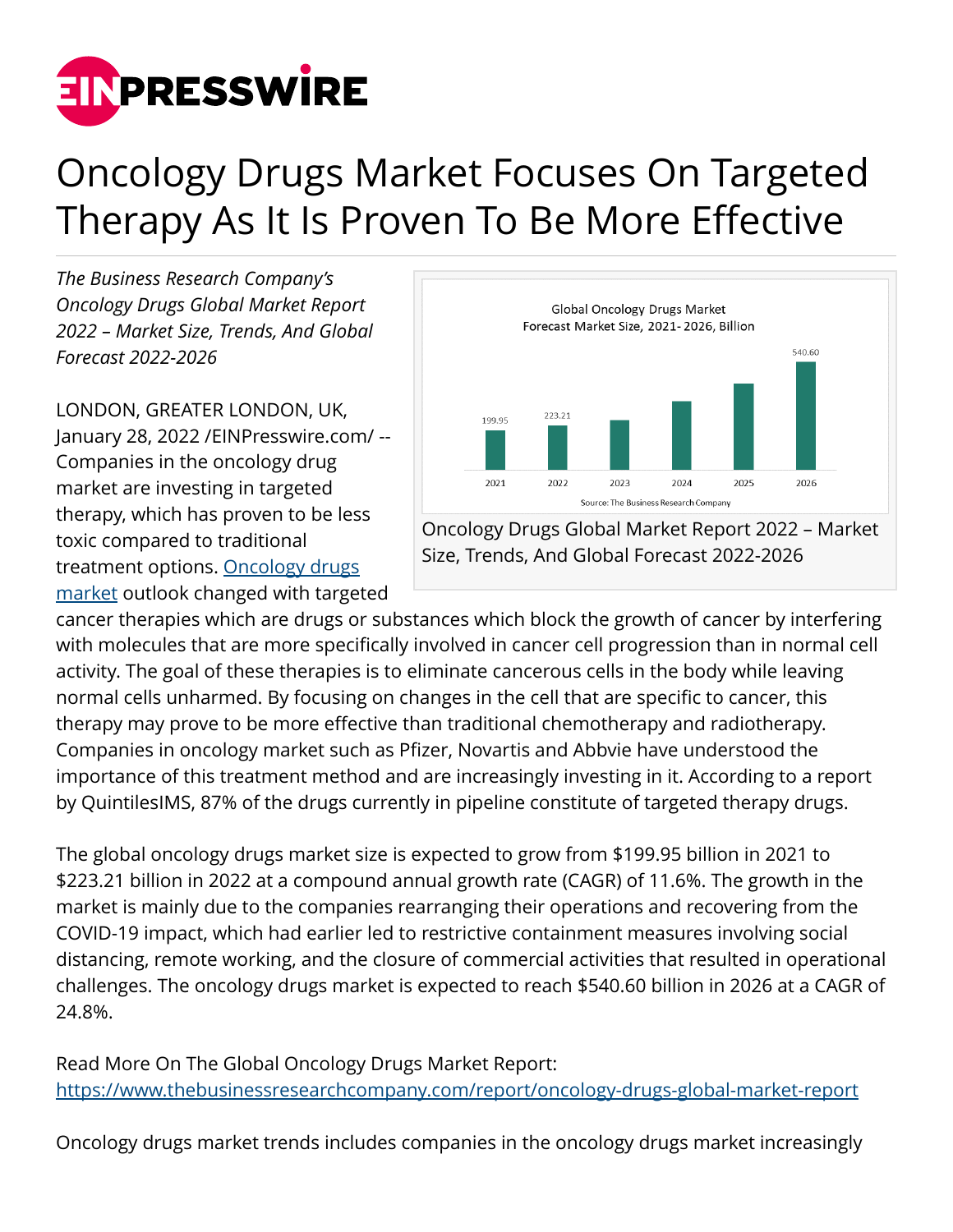# Oncology Drugs Market Focuses On Targeted Therapy As It Is Proven To Be More Effective

*The Business Research Company's Oncology Drugs Global Market Report 2022 – Market Size, Trends, And Global Forecast 2022-2026*

Oncology Drugs Global Market Report 2022 – Market Size, Trends, And Global Forecast 2022-2026

LONDON, GREATER LONDON, UK, January 28, 2022 /EINPresswire.com/ -- Companies in the oncology drug market are investing in targeted therapy, which has proven to be less toxic compared to traditional treatment options. [Oncology drugs market](https://www.thebusinessresearchcompany.com/report/oncology-drugs-global-market-report) outlook changed with targeted cancer therapies which are drugs or substances which block the growth of cancer by interfering with molecules that are more specifically involved in cancer cell progression than in normal cell activity. The goal of these therapies is to eliminate cancerous cells in the body while leaving normal cells unharmed. By focusing on changes in the cell that are specific to cancer, this therapy may prove to be more effective than traditional chemotherapy and radiotherapy. Companies in oncology market such as Pfizer, Novartis and Abbvie have understood the importance of this treatment method and are increasingly investing in it. According to a report by QuintilesIMS, 87% of the drugs currently in pipeline constitute of targeted therapy drugs.

The global oncology drugs market size is expected to grow from $199.95 billion in 2021 to $223.21 billion in 2022 at a compound annual growth rate (CAGR) of 11.6%. The growth in the market is mainly due to the companies rearranging their operations and recovering from the COVID-19 impact, which had earlier led to restrictive containment measures involving social distancing, remote working, and the closure of commercial activities that resulted in operational challenges. The oncology drugs market is expected to reach $540.60 billion in 2026 at a CAGR of 24.8%.

Read More On The Global Oncology Drugs Market Report:
https://www.thebusinessresearchcompany.com/report/oncology-drugs-global-market-report

Oncology drugs market trends includes companies in the oncology drugs market increasingly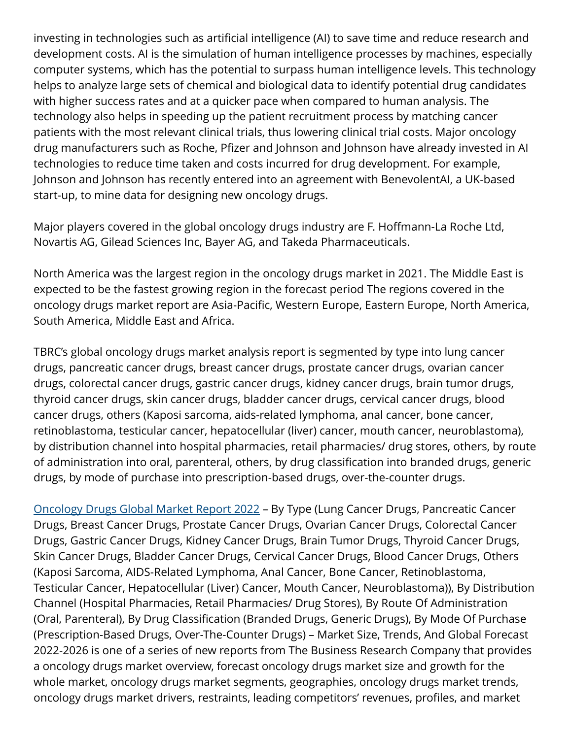investing in technologies such as artificial intelligence (AI) to save time and reduce research and development costs. AI is the simulation of human intelligence processes by machines, especially computer systems, which has the potential to surpass human intelligence levels. This technology helps to analyze large sets of chemical and biological data to identify potential drug candidates with higher success rates and at a quicker pace when compared to human analysis. The technology also helps in speeding up the patient recruitment process by matching cancer patients with the most relevant clinical trials, thus lowering clinical trial costs. Major oncology drug manufacturers such as Roche, Pfizer and Johnson and Johnson have already invested in AI technologies to reduce time taken and costs incurred for drug development. For example, Johnson and Johnson has recently entered into an agreement with BenevolentAI, a UK-based start-up, to mine data for designing new oncology drugs.

Major players covered in the global oncology drugs industry are F. Hoffmann-La Roche Ltd, Novartis AG, Gilead Sciences Inc, Bayer AG, and Takeda Pharmaceuticals.

North America was the largest region in the oncology drugs market in 2021. The Middle East is expected to be the fastest growing region in the forecast period The regions covered in the oncology drugs market report are Asia-Pacific, Western Europe, Eastern Europe, North America, South America, Middle East and Africa.

TBRC's global oncology drugs market analysis report is segmented by type into lung cancer drugs, pancreatic cancer drugs, breast cancer drugs, prostate cancer drugs, ovarian cancer drugs, colorectal cancer drugs, gastric cancer drugs, kidney cancer drugs, brain tumor drugs, thyroid cancer drugs, skin cancer drugs, bladder cancer drugs, cervical cancer drugs, blood cancer drugs, others (Kaposi sarcoma, aids-related lymphoma, anal cancer, bone cancer, retinoblastoma, testicular cancer, hepatocellular (liver) cancer, mouth cancer, neuroblastoma), by distribution channel into hospital pharmacies, retail pharmacies/ drug stores, others, by route of administration into oral, parenteral, others, by drug classification into branded drugs, generic drugs, by mode of purchase into prescription-based drugs, over-the-counter drugs.

[Oncology Drugs Global Market Report 2022] – By Type (Lung Cancer Drugs, Pancreatic Cancer Drugs, Breast Cancer Drugs, Prostate Cancer Drugs, Ovarian Cancer Drugs, Colorectal Cancer Drugs, Gastric Cancer Drugs, Kidney Cancer Drugs, Brain Tumor Drugs, Thyroid Cancer Drugs, Skin Cancer Drugs, Bladder Cancer Drugs, Cervical Cancer Drugs, Blood Cancer Drugs, Others (Kaposi Sarcoma, AIDS-Related Lymphoma, Anal Cancer, Bone Cancer, Retinoblastoma, Testicular Cancer, Hepatocellular (Liver) Cancer, Mouth Cancer, Neuroblastoma)), By Distribution Channel (Hospital Pharmacies, Retail Pharmacies/ Drug Stores), By Route Of Administration (Oral, Parenteral), By Drug Classification (Branded Drugs, Generic Drugs), By Mode Of Purchase (Prescription-Based Drugs, Over-The-Counter Drugs) – Market Size, Trends, And Global Forecast 2022-2026 is one of a series of new reports from The Business Research Company that provides a oncology drugs market overview, forecast oncology drugs market size and growth for the whole market, oncology drugs market segments, geographies, oncology drugs market trends, oncology drugs market drivers, restraints, leading competitors' revenues, profiles, and market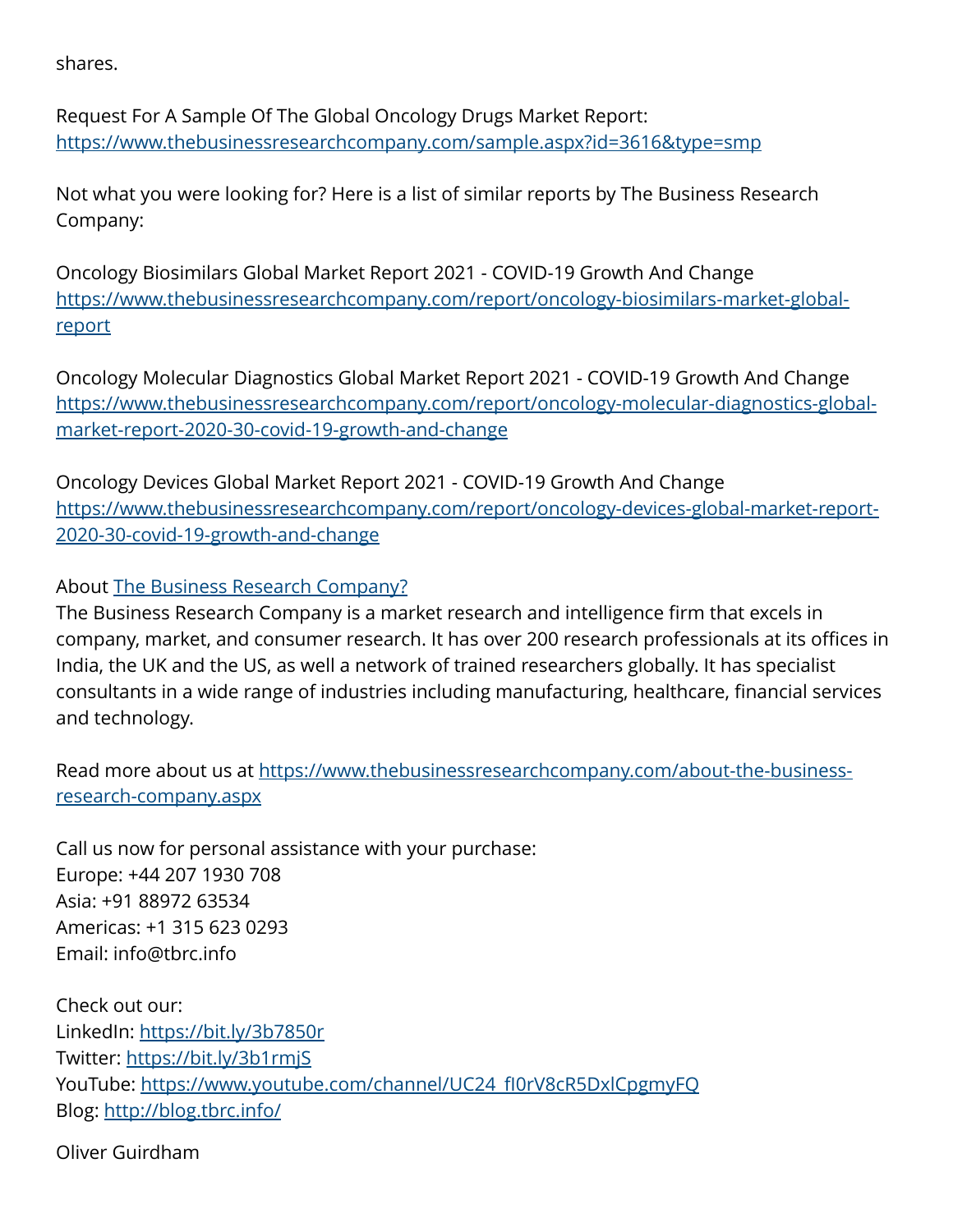shares.

Request For A Sample Of The Global Oncology Drugs Market Report:
https://www.thebusinessresearchcompany.com/sample.aspx?id=3616&type=smp

Not what you were looking for? Here is a list of similar reports by The Business Research Company:

Oncology Biosimilars Global Market Report 2021 - COVID-19 Growth And Change
https://www.thebusinessresearchcompany.com/report/oncology-biosimilars-market-global-report

Oncology Molecular Diagnostics Global Market Report 2021 - COVID-19 Growth And Change
https://www.thebusinessresearchcompany.com/report/oncology-molecular-diagnostics-global-market-report-2020-30-covid-19-growth-and-change

Oncology Devices Global Market Report 2021 - COVID-19 Growth And Change
https://www.thebusinessresearchcompany.com/report/oncology-devices-global-market-report-2020-30-covid-19-growth-and-change

About The Business Research Company?
The Business Research Company is a market research and intelligence firm that excels in company, market, and consumer research. It has over 200 research professionals at its offices in India, the UK and the US, as well a network of trained researchers globally. It has specialist consultants in a wide range of industries including manufacturing, healthcare, financial services and technology.

Read more about us at https://www.thebusinessresearchcompany.com/about-the-business-research-company.aspx

Call us now for personal assistance with your purchase:
Europe: +44 207 1930 708
Asia: +91 88972 63534
Americas: +1 315 623 0293
Email: info@tbrc.info

Check out our:
LinkedIn: https://bit.ly/3b7850r
Twitter: https://bit.ly/3b1rmjS
YouTube: https://www.youtube.com/channel/UC24_fI0rV8cR5DxlCpgmyFQ
Blog: http://blog.tbrc.info/

Oliver Guirdham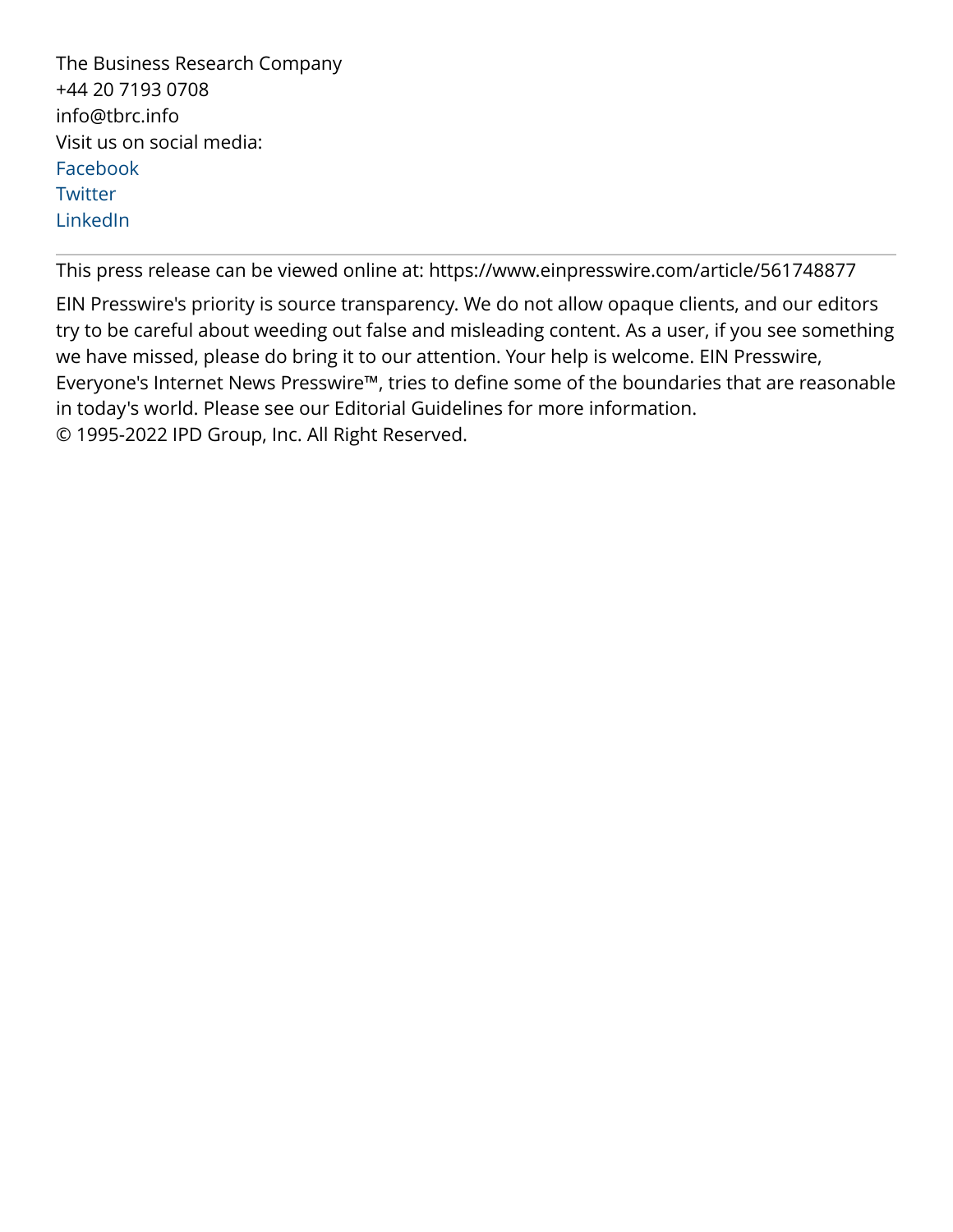The Business Research Company
+44 20 7193 0708
info@tbrc.info
Visit us on social media:
Facebook
Twitter
LinkedIn

---

This press release can be viewed online at: https://www.einpresswire.com/article/561748877

EIN Presswire's priority is source transparency. We do not allow opaque clients, and our editors try to be careful about weeding out false and misleading content. As a user, if you see something we have missed, please do bring it to our attention. Your help is welcome. EIN Presswire, Everyone's Internet News Presswire™, tries to define some of the boundaries that are reasonable in today's world. Please see our Editorial Guidelines for more information.
© 1995-2022 IPD Group, Inc. All Right Reserved.